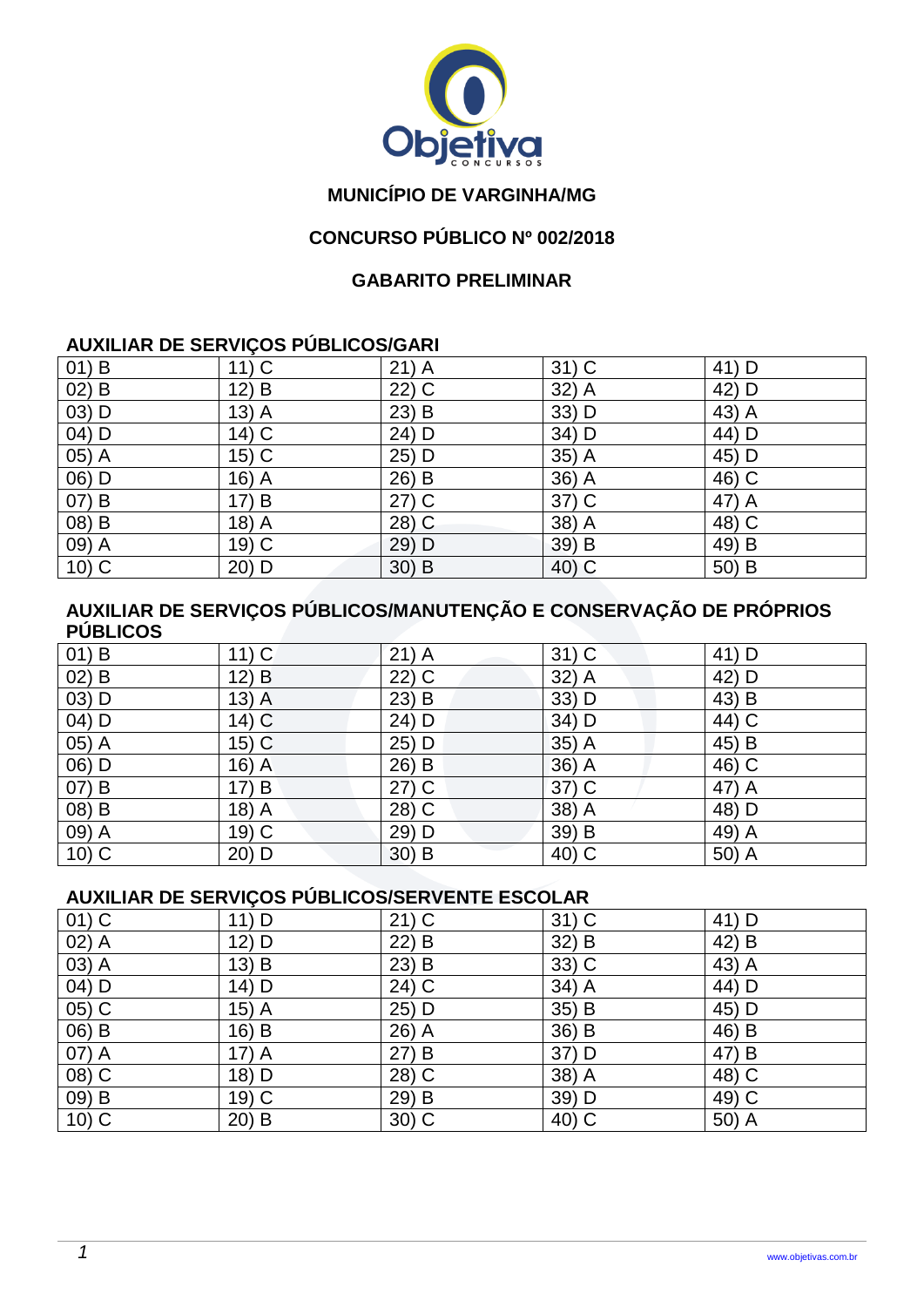**MUNICÍPIO DE VARGINHA/MG**

**CONCURSO PÚBLICO Nº 002/2018**

**GABARITO PRELIMINAR**

## AUXILIAR DE SERVIÇOS PÚBLICOS/GARI

| | | | | |
|---|---|---|---|---|
| 01) B | 11) C | 21) A | 31) C | 41) D |
| 02) B | 12) B | 22) C | 32) A | 42) D |
| 03) D | 13) A | 23) B | 33) D | 43) A |
| 04) D | 14) C | 24) D | 34) D | 44) D |
| 05) A | 15) C | 25) D | 35) A | 45) D |
| 06) D | 16) A | 26) B | 36) A | 46) C |
| 07) B | 17) B | 27) C | 37) C | 47) A |
| 08) B | 18) A | 28) C | 38) A | 48) C |
| 09) A | 19) C | 29) D | 39) B | 49) B |
| 10) C | 20) D | 30) B | 40) C | 50) B |

## AUXILIAR DE SERVIÇOS PÚBLICOS/MANUTENÇÃO E CONSERVAÇÃO DE PRÓPRIOS PÚBLICOS

| | | | | |
|---|---|---|---|---|
| 01) B | 11) C | 21) A | 31) C | 41) D |
| 02) B | 12) B | 22) C | 32) A | 42) D |
| 03) D | 13) A | 23) B | 33) D | 43) B |
| 04) D | 14) C | 24) D | 34) D | 44) C |
| 05) A | 15) C | 25) D | 35) A | 45) B |
| 06) D | 16) A | 26) B | 36) A | 46) C |
| 07) B | 17) B | 27) C | 37) C | 47) A |
| 08) B | 18) A | 28) C | 38) A | 48) D |
| 09) A | 19) C | 29) D | 39) B | 49) A |
| 10) C | 20) D | 30) B | 40) C | 50) A |

## AUXILIAR DE SERVIÇOS PÚBLICOS/SERVENTE ESCOLAR

| | | | | |
|---|---|---|---|---|
| 01) C | 11) D | 21) C | 31) C | 41) D |
| 02) A | 12) D | 22) B | 32) B | 42) B |
| 03) A | 13) B | 23) B | 33) C | 43) A |
| 04) D | 14) D | 24) C | 34) A | 44) D |
| 05) C | 15) A | 25) D | 35) B | 45) D |
| 06) B | 16) B | 26) A | 36) B | 46) B |
| 07) A | 17) A | 27) B | 37) D | 47) B |
| 08) C | 18) D | 28) C | 38) A | 48) C |
| 09) B | 19) C | 29) B | 39) D | 49) C |
| 10) C | 20) B | 30) C | 40) C | 50) A |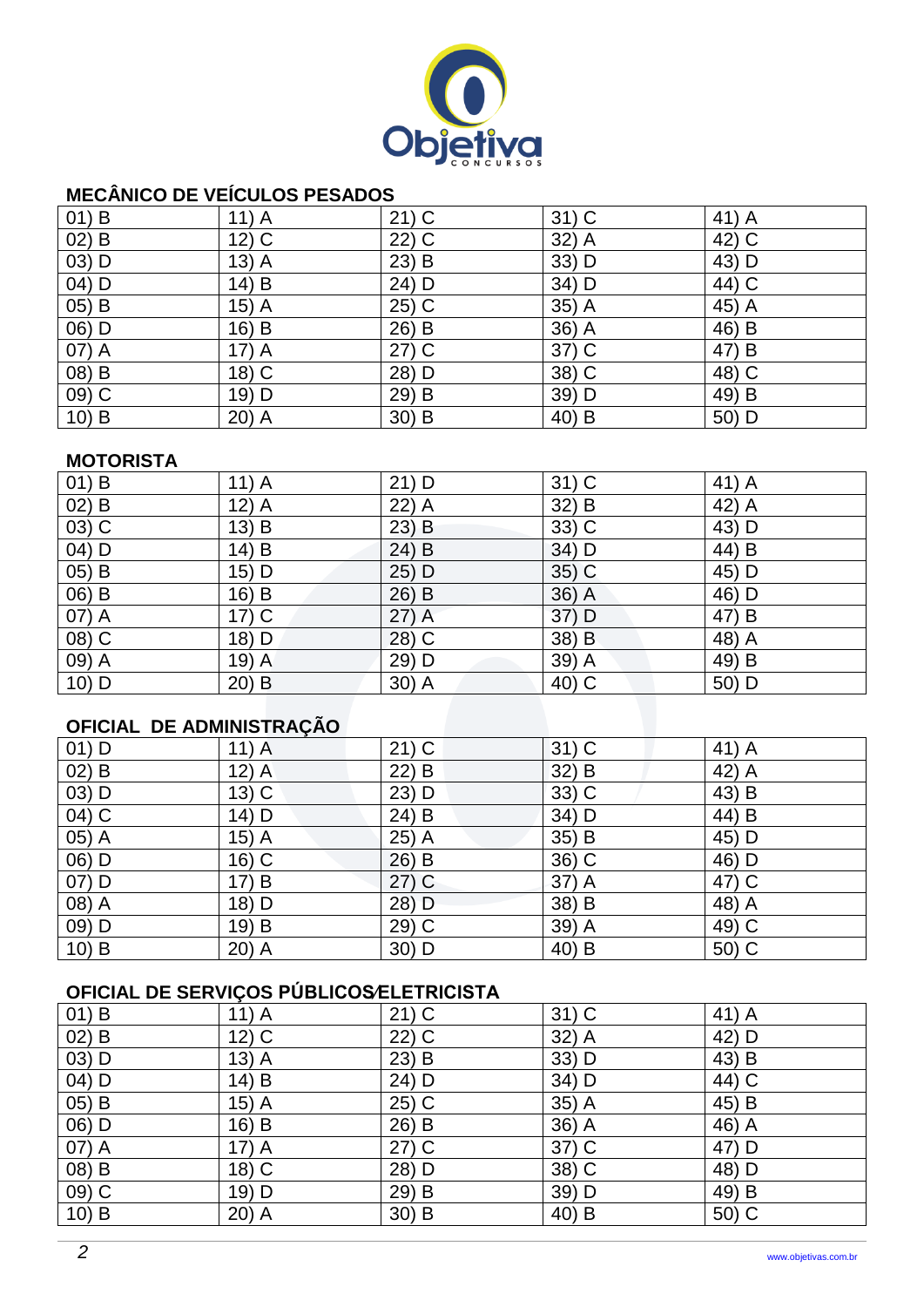## MECÂNICO DE VEÍCULOS PESADOS

| | | | | |
|---|---|---|---|---|
| 01) B | 11) A | 21) C | 31) C | 41) A |
| 02) B | 12) C | 22) C | 32) A | 42) C |
| 03) D | 13) A | 23) B | 33) D | 43) D |
| 04) D | 14) B | 24) D | 34) D | 44) C |
| 05) B | 15) A | 25) C | 35) A | 45) A |
| 06) D | 16) B | 26) B | 36) A | 46) B |
| 07) A | 17) A | 27) C | 37) C | 47) B |
| 08) B | 18) C | 28) D | 38) C | 48) C |
| 09) C | 19) D | 29) B | 39) D | 49) B |
| 10) B | 20) A | 30) B | 40) B | 50) D |

## MOTORISTA

| | | | | |
|---|---|---|---|---|
| 01) B | 11) A | 21) D | 31) C | 41) A |
| 02) B | 12) A | 22) A | 32) B | 42) A |
| 03) C | 13) B | 23) B | 33) C | 43) D |
| 04) D | 14) B | 24) B | 34) D | 44) B |
| 05) B | 15) D | 25) D | 35) C | 45) D |
| 06) B | 16) B | 26) B | 36) A | 46) D |
| 07) A | 17) C | 27) A | 37) D | 47) B |
| 08) C | 18) D | 28) C | 38) B | 48) A |
| 09) A | 19) A | 29) D | 39) A | 49) B |
| 10) D | 20) B | 30) A | 40) C | 50) D |

## OFICIAL DE ADMINISTRAÇÃO

| | | | | |
|---|---|---|---|---|
| 01) D | 11) A | 21) C | 31) C | 41) A |
| 02) B | 12) A | 22) B | 32) B | 42) A |
| 03) D | 13) C | 23) D | 33) C | 43) B |
| 04) C | 14) D | 24) B | 34) D | 44) B |
| 05) A | 15) A | 25) A | 35) B | 45) D |
| 06) D | 16) C | 26) B | 36) C | 46) D |
| 07) D | 17) B | 27) C | 37) A | 47) C |
| 08) A | 18) D | 28) D | 38) B | 48) A |
| 09) D | 19) B | 29) C | 39) A | 49) C |
| 10) B | 20) A | 30) D | 40) B | 50) C |

## OFICIAL DE SERVIÇOS PÚBLICOS/ELETRICISTA

| | | | | |
|---|---|---|---|---|
| 01) B | 11) A | 21) C | 31) C | 41) A |
| 02) B | 12) C | 22) C | 32) A | 42) D |
| 03) D | 13) A | 23) B | 33) D | 43) B |
| 04) D | 14) B | 24) D | 34) D | 44) C |
| 05) B | 15) A | 25) C | 35) A | 45) B |
| 06) D | 16) B | 26) B | 36) A | 46) A |
| 07) A | 17) A | 27) C | 37) C | 47) D |
| 08) B | 18) C | 28) D | 38) C | 48) D |
| 09) C | 19) D | 29) B | 39) D | 49) B |
| 10) B | 20) A | 30) B | 40) B | 50) C |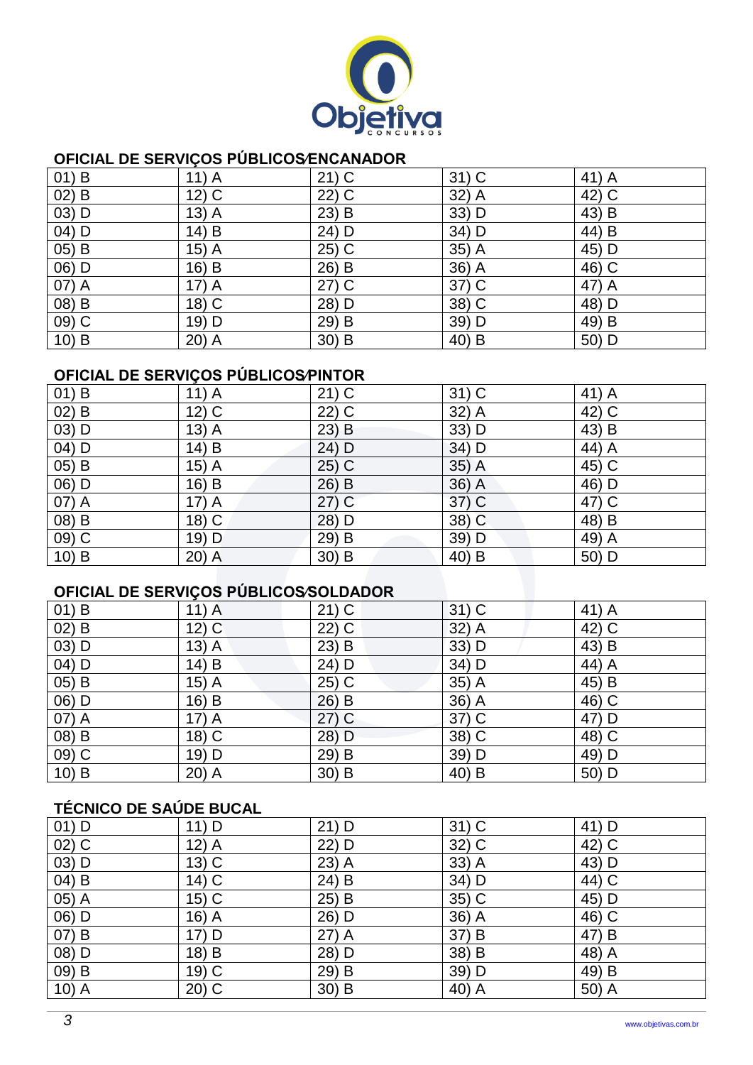## OFICIAL DE SERVIÇOS PÚBLICOS/ENCANADOR

| | | | | |
|---|---|---|---|---|
| 01) B | 11) A | 21) C | 31) C | 41) A |
| 02) B | 12) C | 22) C | 32) A | 42) C |
| 03) D | 13) A | 23) B | 33) D | 43) B |
| 04) D | 14) B | 24) D | 34) D | 44) B |
| 05) B | 15) A | 25) C | 35) A | 45) D |
| 06) D | 16) B | 26) B | 36) A | 46) C |
| 07) A | 17) A | 27) C | 37) C | 47) A |
| 08) B | 18) C | 28) D | 38) C | 48) D |
| 09) C | 19) D | 29) B | 39) D | 49) B |
| 10) B | 20) A | 30) B | 40) B | 50) D |

## OFICIAL DE SERVIÇOS PÚBLICOS/PINTOR

| | | | | |
|---|---|---|---|---|
| 01) B | 11) A | 21) C | 31) C | 41) A |
| 02) B | 12) C | 22) C | 32) A | 42) C |
| 03) D | 13) A | 23) B | 33) D | 43) B |
| 04) D | 14) B | 24) D | 34) D | 44) A |
| 05) B | 15) A | 25) C | 35) A | 45) C |
| 06) D | 16) B | 26) B | 36) A | 46) D |
| 07) A | 17) A | 27) C | 37) C | 47) C |
| 08) B | 18) C | 28) D | 38) C | 48) B |
| 09) C | 19) D | 29) B | 39) D | 49) A |
| 10) B | 20) A | 30) B | 40) B | 50) D |

## OFICIAL DE SERVIÇOS PÚBLICOS/SOLDADOR

| | | | | |
|---|---|---|---|---|
| 01) B | 11) A | 21) C | 31) C | 41) A |
| 02) B | 12) C | 22) C | 32) A | 42) C |
| 03) D | 13) A | 23) B | 33) D | 43) B |
| 04) D | 14) B | 24) D | 34) D | 44) A |
| 05) B | 15) A | 25) C | 35) A | 45) B |
| 06) D | 16) B | 26) B | 36) A | 46) C |
| 07) A | 17) A | 27) C | 37) C | 47) D |
| 08) B | 18) C | 28) D | 38) C | 48) C |
| 09) C | 19) D | 29) B | 39) D | 49) D |
| 10) B | 20) A | 30) B | 40) B | 50) D |

## TÉCNICO DE SAÚDE BUCAL

| | | | | |
|---|---|---|---|---|
| 01) D | 11) D | 21) D | 31) C | 41) D |
| 02) C | 12) A | 22) D | 32) C | 42) C |
| 03) D | 13) C | 23) A | 33) A | 43) D |
| 04) B | 14) C | 24) B | 34) D | 44) C |
| 05) A | 15) C | 25) B | 35) C | 45) D |
| 06) D | 16) A | 26) D | 36) A | 46) C |
| 07) B | 17) D | 27) A | 37) B | 47) B |
| 08) D | 18) B | 28) D | 38) B | 48) A |
| 09) B | 19) C | 29) B | 39) D | 49) B |
| 10) A | 20) C | 30) B | 40) A | 50) A |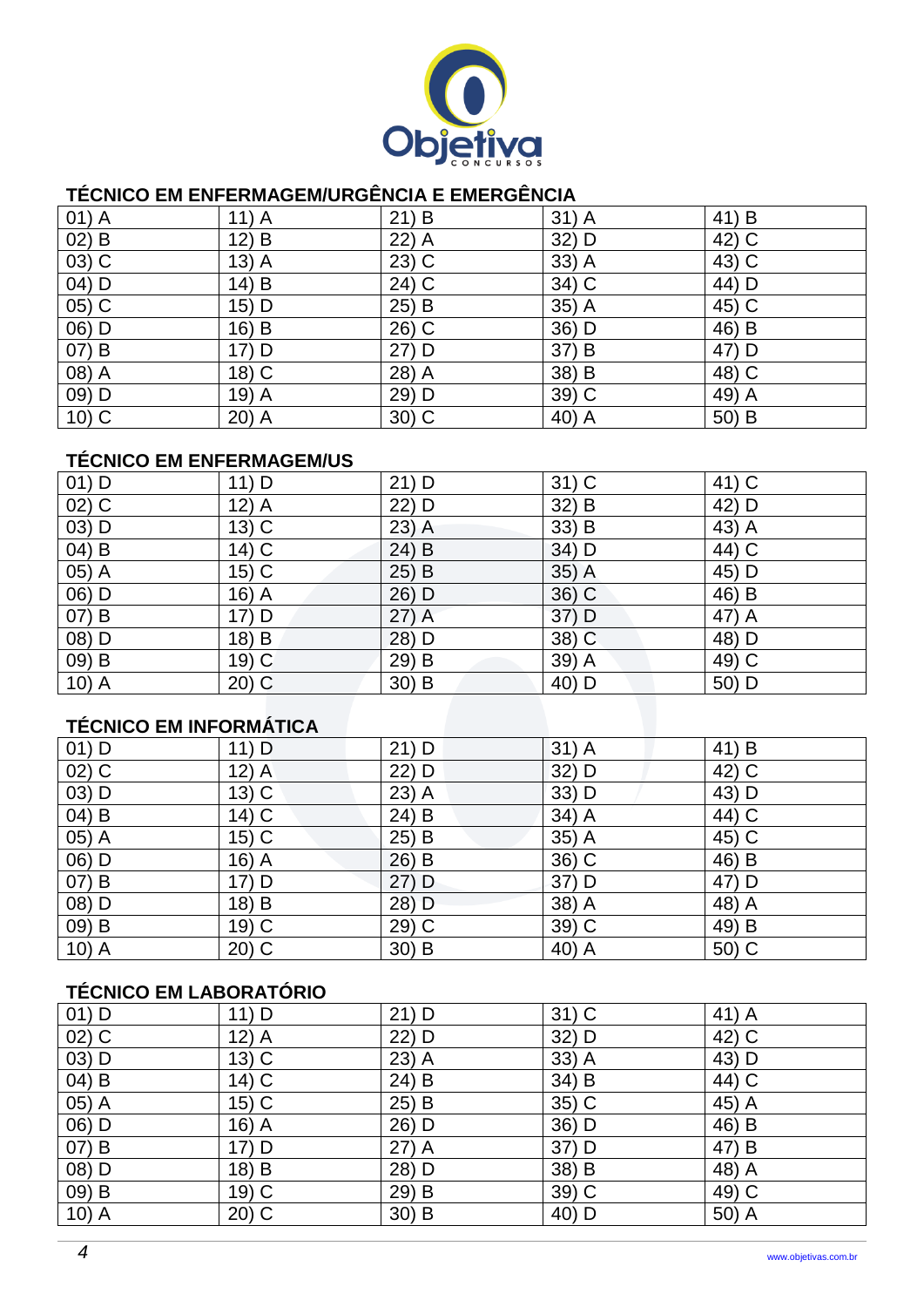## TÉCNICO EM ENFERMAGEM/URGÊNCIA E EMERGÊNCIA

| | | | | |
|---|---|---|---|---|
| 01) A | 11) A | 21) B | 31) A | 41) B |
| 02) B | 12) B | 22) A | 32) D | 42) C |
| 03) C | 13) A | 23) C | 33) A | 43) C |
| 04) D | 14) B | 24) C | 34) C | 44) D |
| 05) C | 15) D | 25) B | 35) A | 45) C |
| 06) D | 16) B | 26) C | 36) D | 46) B |
| 07) B | 17) D | 27) D | 37) B | 47) D |
| 08) A | 18) C | 28) A | 38) B | 48) C |
| 09) D | 19) A | 29) D | 39) C | 49) A |
| 10) C | 20) A | 30) C | 40) A | 50) B |

## TÉCNICO EM ENFERMAGEM/US

| | | | | |
|---|---|---|---|---|
| 01) D | 11) D | 21) D | 31) C | 41) C |
| 02) C | 12) A | 22) D | 32) B | 42) D |
| 03) D | 13) C | 23) A | 33) B | 43) A |
| 04) B | 14) C | 24) B | 34) D | 44) C |
| 05) A | 15) C | 25) B | 35) A | 45) D |
| 06) D | 16) A | 26) D | 36) C | 46) B |
| 07) B | 17) D | 27) A | 37) D | 47) A |
| 08) D | 18) B | 28) D | 38) C | 48) D |
| 09) B | 19) C | 29) B | 39) A | 49) C |
| 10) A | 20) C | 30) B | 40) D | 50) D |

## TÉCNICO EM INFORMÁTICA

| | | | | |
|---|---|---|---|---|
| 01) D | 11) D | 21) D | 31) A | 41) B |
| 02) C | 12) A | 22) D | 32) D | 42) C |
| 03) D | 13) C | 23) A | 33) D | 43) D |
| 04) B | 14) C | 24) B | 34) A | 44) C |
| 05) A | 15) C | 25) B | 35) A | 45) C |
| 06) D | 16) A | 26) B | 36) C | 46) B |
| 07) B | 17) D | 27) D | 37) D | 47) D |
| 08) D | 18) B | 28) D | 38) A | 48) A |
| 09) B | 19) C | 29) C | 39) C | 49) B |
| 10) A | 20) C | 30) B | 40) A | 50) C |

## TÉCNICO EM LABORATÓRIO

| | | | | |
|---|---|---|---|---|
| 01) D | 11) D | 21) D | 31) C | 41) A |
| 02) C | 12) A | 22) D | 32) D | 42) C |
| 03) D | 13) C | 23) A | 33) A | 43) D |
| 04) B | 14) C | 24) B | 34) B | 44) C |
| 05) A | 15) C | 25) B | 35) C | 45) A |
| 06) D | 16) A | 26) D | 36) D | 46) B |
| 07) B | 17) D | 27) A | 37) D | 47) B |
| 08) D | 18) B | 28) D | 38) B | 48) A |
| 09) B | 19) C | 29) B | 39) C | 49) C |
| 10) A | 20) C | 30) B | 40) D | 50) A |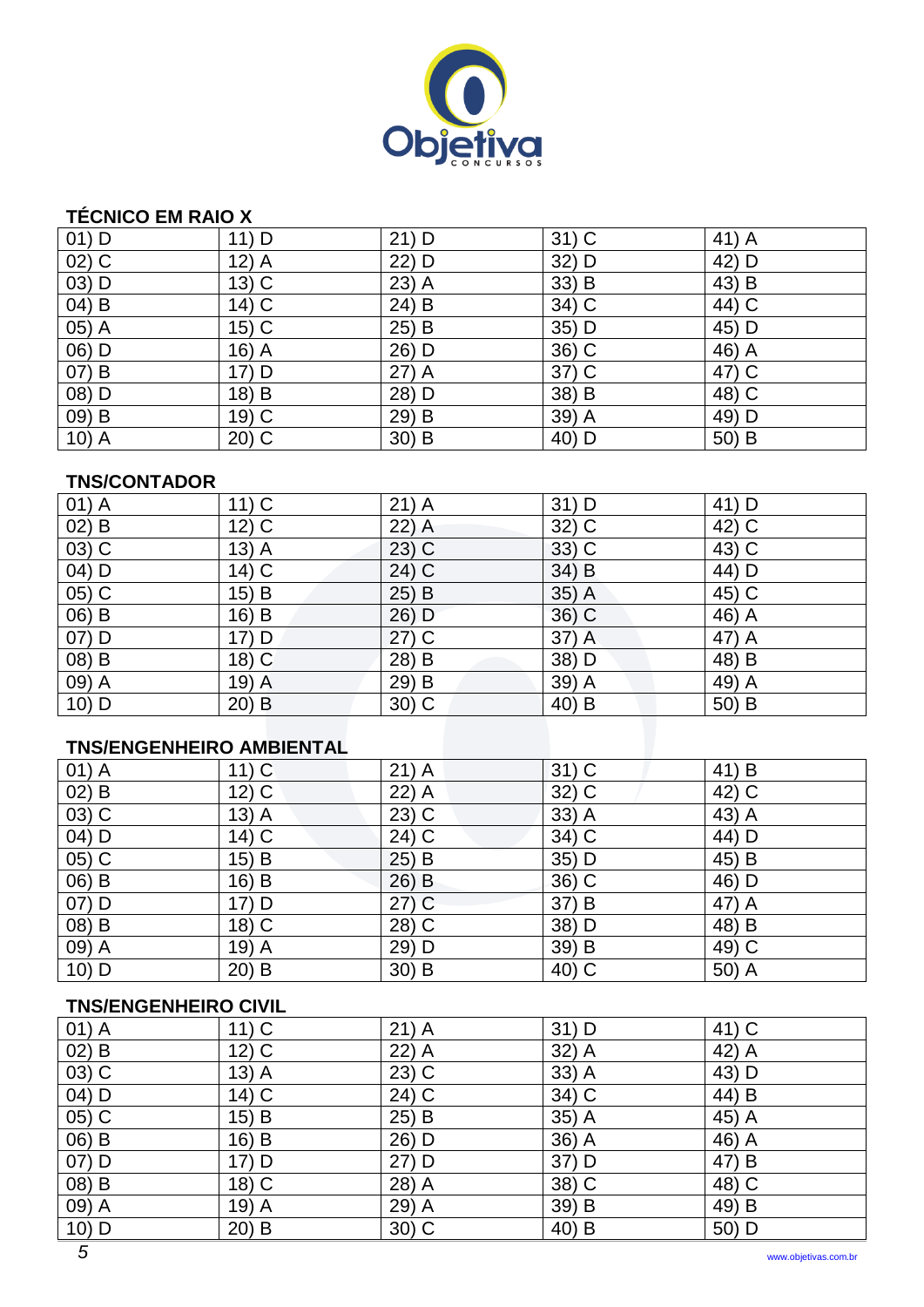### TÉCNICO EM RAIO X

| | | | | |
|---|---|---|---|---|
| 01) D | 11) D | 21) D | 31) C | 41) A |
| 02) C | 12) A | 22) D | 32) D | 42) D |
| 03) D | 13) C | 23) A | 33) B | 43) B |
| 04) B | 14) C | 24) B | 34) C | 44) C |
| 05) A | 15) C | 25) B | 35) D | 45) D |
| 06) D | 16) A | 26) D | 36) C | 46) A |
| 07) B | 17) D | 27) A | 37) C | 47) C |
| 08) D | 18) B | 28) D | 38) B | 48) C |
| 09) B | 19) C | 29) B | 39) A | 49) D |
| 10) A | 20) C | 30) B | 40) D | 50) B |

### TNS/CONTADOR

| | | | | |
|---|---|---|---|---|
| 01) A | 11) C | 21) A | 31) D | 41) D |
| 02) B | 12) C | 22) A | 32) C | 42) C |
| 03) C | 13) A | 23) C | 33) C | 43) C |
| 04) D | 14) C | 24) C | 34) B | 44) D |
| 05) C | 15) B | 25) B | 35) A | 45) C |
| 06) B | 16) B | 26) D | 36) C | 46) A |
| 07) D | 17) D | 27) C | 37) A | 47) A |
| 08) B | 18) C | 28) B | 38) D | 48) B |
| 09) A | 19) A | 29) B | 39) A | 49) A |
| 10) D | 20) B | 30) C | 40) B | 50) B |

### TNS/ENGENHEIRO AMBIENTAL

| | | | | |
|---|---|---|---|---|
| 01) A | 11) C | 21) A | 31) C | 41) B |
| 02) B | 12) C | 22) A | 32) C | 42) C |
| 03) C | 13) A | 23) C | 33) A | 43) A |
| 04) D | 14) C | 24) C | 34) C | 44) D |
| 05) C | 15) B | 25) B | 35) D | 45) B |
| 06) B | 16) B | 26) B | 36) C | 46) D |
| 07) D | 17) D | 27) C | 37) B | 47) A |
| 08) B | 18) C | 28) C | 38) D | 48) B |
| 09) A | 19) A | 29) D | 39) B | 49) C |
| 10) D | 20) B | 30) B | 40) C | 50) A |

### TNS/ENGENHEIRO CIVIL

| | | | | |
|---|---|---|---|---|
| 01) A | 11) C | 21) A | 31) D | 41) C |
| 02) B | 12) C | 22) A | 32) A | 42) A |
| 03) C | 13) A | 23) C | 33) A | 43) D |
| 04) D | 14) C | 24) C | 34) C | 44) B |
| 05) C | 15) B | 25) B | 35) A | 45) A |
| 06) B | 16) B | 26) D | 36) A | 46) A |
| 07) D | 17) D | 27) D | 37) D | 47) B |
| 08) B | 18) C | 28) A | 38) C | 48) C |
| 09) A | 19) A | 29) A | 39) B | 49) B |
| 10) D | 20) B | 30) C | 40) B | 50) D |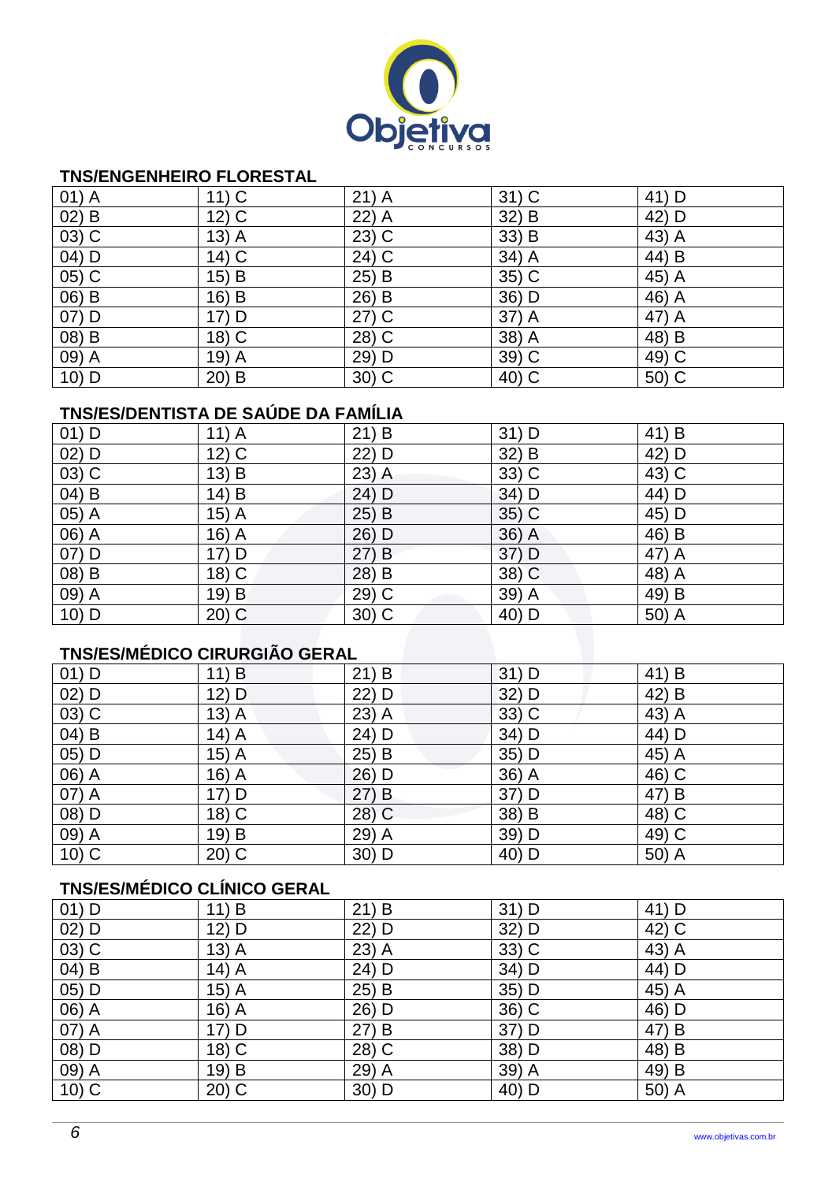## TNS/ENGENHEIRO FLORESTAL

| | | | | |
|---|---|---|---|---|
| 01) A | 11) C | 21) A | 31) C | 41) D |
| 02) B | 12) C | 22) A | 32) B | 42) D |
| 03) C | 13) A | 23) C | 33) B | 43) A |
| 04) D | 14) C | 24) C | 34) A | 44) B |
| 05) C | 15) B | 25) B | 35) C | 45) A |
| 06) B | 16) B | 26) B | 36) D | 46) A |
| 07) D | 17) D | 27) C | 37) A | 47) A |
| 08) B | 18) C | 28) C | 38) A | 48) B |
| 09) A | 19) A | 29) D | 39) C | 49) C |
| 10) D | 20) B | 30) C | 40) C | 50) C |

## TNS/ES/DENTISTA DE SAÚDE DA FAMÍLIA

| | | | | |
|---|---|---|---|---|
| 01) D | 11) A | 21) B | 31) D | 41) B |
| 02) D | 12) C | 22) D | 32) B | 42) D |
| 03) C | 13) B | 23) A | 33) C | 43) C |
| 04) B | 14) B | 24) D | 34) D | 44) D |
| 05) A | 15) A | 25) B | 35) C | 45) D |
| 06) A | 16) A | 26) D | 36) A | 46) B |
| 07) D | 17) D | 27) B | 37) D | 47) A |
| 08) B | 18) C | 28) B | 38) C | 48) A |
| 09) A | 19) B | 29) C | 39) A | 49) B |
| 10) D | 20) C | 30) C | 40) D | 50) A |

## TNS/ES/MÉDICO CIRURGIÃO GERAL

| | | | | |
|---|---|---|---|---|
| 01) D | 11) B | 21) B | 31) D | 41) B |
| 02) D | 12) D | 22) D | 32) D | 42) B |
| 03) C | 13) A | 23) A | 33) C | 43) A |
| 04) B | 14) A | 24) D | 34) D | 44) D |
| 05) D | 15) A | 25) B | 35) D | 45) A |
| 06) A | 16) A | 26) D | 36) A | 46) C |
| 07) A | 17) D | 27) B | 37) D | 47) B |
| 08) D | 18) C | 28) C | 38) B | 48) C |
| 09) A | 19) B | 29) A | 39) D | 49) C |
| 10) C | 20) C | 30) D | 40) D | 50) A |

## TNS/ES/MÉDICO CLÍNICO GERAL

| | | | | |
|---|---|---|---|---|
| 01) D | 11) B | 21) B | 31) D | 41) D |
| 02) D | 12) D | 22) D | 32) D | 42) C |
| 03) C | 13) A | 23) A | 33) C | 43) A |
| 04) B | 14) A | 24) D | 34) D | 44) D |
| 05) D | 15) A | 25) B | 35) D | 45) A |
| 06) A | 16) A | 26) D | 36) C | 46) D |
| 07) A | 17) D | 27) B | 37) D | 47) B |
| 08) D | 18) C | 28) C | 38) D | 48) B |
| 09) A | 19) B | 29) A | 39) A | 49) B |
| 10) C | 20) C | 30) D | 40) D | 50) A |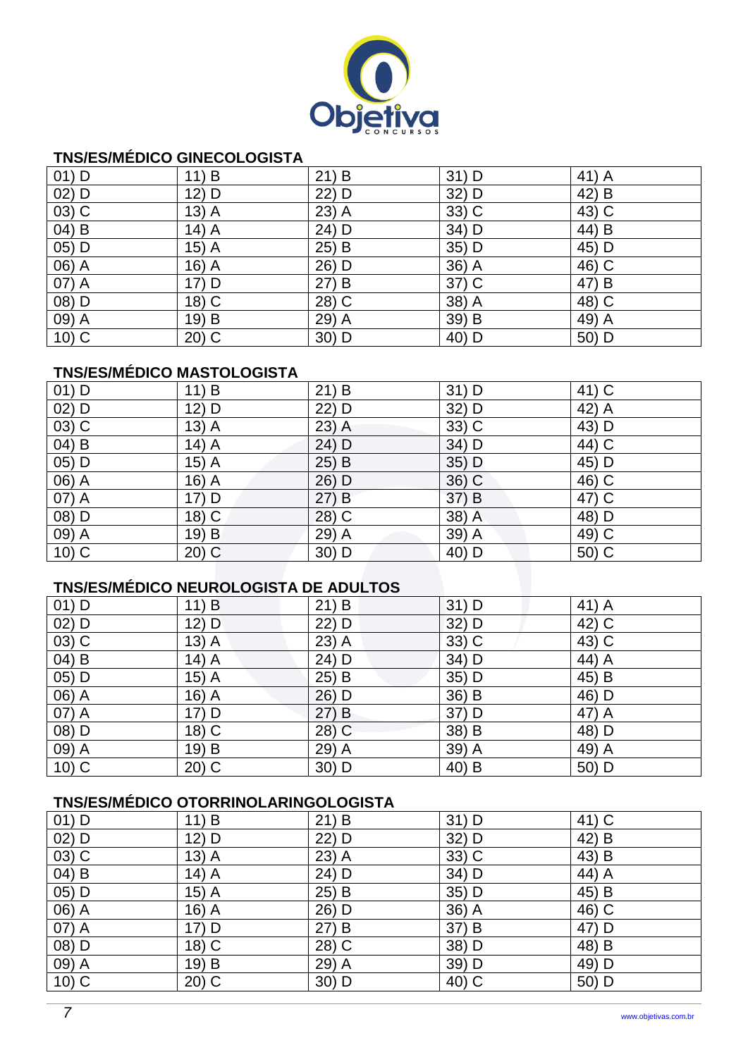### TNS/ES/MÉDICO GINECOLOGISTA

| | | | | |
|---|---|---|---|---|
| 01) D | 11) B | 21) B | 31) D | 41) A |
| 02) D | 12) D | 22) D | 32) D | 42) B |
| 03) C | 13) A | 23) A | 33) C | 43) C |
| 04) B | 14) A | 24) D | 34) D | 44) B |
| 05) D | 15) A | 25) B | 35) D | 45) D |
| 06) A | 16) A | 26) D | 36) A | 46) C |
| 07) A | 17) D | 27) B | 37) C | 47) B |
| 08) D | 18) C | 28) C | 38) A | 48) C |
| 09) A | 19) B | 29) A | 39) B | 49) A |
| 10) C | 20) C | 30) D | 40) D | 50) D |

### TNS/ES/MÉDICO MASTOLOGISTA

| | | | | |
|---|---|---|---|---|
| 01) D | 11) B | 21) B | 31) D | 41) C |
| 02) D | 12) D | 22) D | 32) D | 42) A |
| 03) C | 13) A | 23) A | 33) C | 43) D |
| 04) B | 14) A | 24) D | 34) D | 44) C |
| 05) D | 15) A | 25) B | 35) D | 45) D |
| 06) A | 16) A | 26) D | 36) C | 46) C |
| 07) A | 17) D | 27) B | 37) B | 47) C |
| 08) D | 18) C | 28) C | 38) A | 48) D |
| 09) A | 19) B | 29) A | 39) A | 49) C |
| 10) C | 20) C | 30) D | 40) D | 50) C |

### TNS/ES/MÉDICO NEUROLOGISTA DE ADULTOS

| | | | | |
|---|---|---|---|---|
| 01) D | 11) B | 21) B | 31) D | 41) A |
| 02) D | 12) D | 22) D | 32) D | 42) C |
| 03) C | 13) A | 23) A | 33) C | 43) C |
| 04) B | 14) A | 24) D | 34) D | 44) A |
| 05) D | 15) A | 25) B | 35) D | 45) B |
| 06) A | 16) A | 26) D | 36) B | 46) D |
| 07) A | 17) D | 27) B | 37) D | 47) A |
| 08) D | 18) C | 28) C | 38) B | 48) D |
| 09) A | 19) B | 29) A | 39) A | 49) A |
| 10) C | 20) C | 30) D | 40) B | 50) D |

### TNS/ES/MÉDICO OTORRINOLARINGOLOGISTA

| | | | | |
|---|---|---|---|---|
| 01) D | 11) B | 21) B | 31) D | 41) C |
| 02) D | 12) D | 22) D | 32) D | 42) B |
| 03) C | 13) A | 23) A | 33) C | 43) B |
| 04) B | 14) A | 24) D | 34) D | 44) A |
| 05) D | 15) A | 25) B | 35) D | 45) B |
| 06) A | 16) A | 26) D | 36) A | 46) C |
| 07) A | 17) D | 27) B | 37) B | 47) D |
| 08) D | 18) C | 28) C | 38) D | 48) B |
| 09) A | 19) B | 29) A | 39) D | 49) D |
| 10) C | 20) C | 30) D | 40) C | 50) D |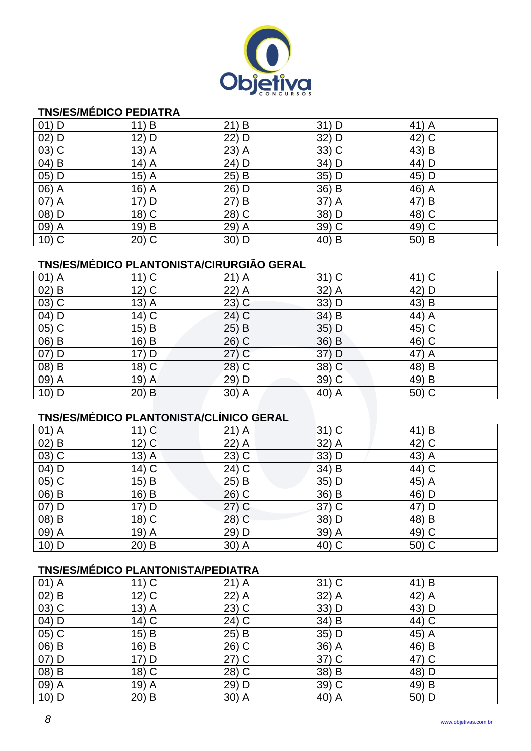### TNS/ES/MÉDICO PEDIATRA

| | | | | |
|---|---|---|---|---|
| 01) D | 11) B | 21) B | 31) D | 41) A |
| 02) D | 12) D | 22) D | 32) D | 42) C |
| 03) C | 13) A | 23) A | 33) C | 43) B |
| 04) B | 14) A | 24) D | 34) D | 44) D |
| 05) D | 15) A | 25) B | 35) D | 45) D |
| 06) A | 16) A | 26) D | 36) B | 46) A |
| 07) A | 17) D | 27) B | 37) A | 47) B |
| 08) D | 18) C | 28) C | 38) D | 48) C |
| 09) A | 19) B | 29) A | 39) C | 49) C |
| 10) C | 20) C | 30) D | 40) B | 50) B |

### TNS/ES/MÉDICO PLANTONISTA/CIRURGIÃO GERAL

| | | | | |
|---|---|---|---|---|
| 01) A | 11) C | 21) A | 31) C | 41) C |
| 02) B | 12) C | 22) A | 32) A | 42) D |
| 03) C | 13) A | 23) C | 33) D | 43) B |
| 04) D | 14) C | 24) C | 34) B | 44) A |
| 05) C | 15) B | 25) B | 35) D | 45) C |
| 06) B | 16) B | 26) C | 36) B | 46) C |
| 07) D | 17) D | 27) C | 37) D | 47) A |
| 08) B | 18) C | 28) C | 38) C | 48) B |
| 09) A | 19) A | 29) D | 39) C | 49) B |
| 10) D | 20) B | 30) A | 40) A | 50) C |

### TNS/ES/MÉDICO PLANTONISTA/CLÍNICO GERAL

| | | | | |
|---|---|---|---|---|
| 01) A | 11) C | 21) A | 31) C | 41) B |
| 02) B | 12) C | 22) A | 32) A | 42) C |
| 03) C | 13) A | 23) C | 33) D | 43) A |
| 04) D | 14) C | 24) C | 34) B | 44) C |
| 05) C | 15) B | 25) B | 35) D | 45) A |
| 06) B | 16) B | 26) C | 36) B | 46) D |
| 07) D | 17) D | 27) C | 37) C | 47) D |
| 08) B | 18) C | 28) C | 38) D | 48) B |
| 09) A | 19) A | 29) D | 39) A | 49) C |
| 10) D | 20) B | 30) A | 40) C | 50) C |

### TNS/ES/MÉDICO PLANTONISTA/PEDIATRA

| | | | | |
|---|---|---|---|---|
| 01) A | 11) C | 21) A | 31) C | 41) B |
| 02) B | 12) C | 22) A | 32) A | 42) A |
| 03) C | 13) A | 23) C | 33) D | 43) D |
| 04) D | 14) C | 24) C | 34) B | 44) C |
| 05) C | 15) B | 25) B | 35) D | 45) A |
| 06) B | 16) B | 26) C | 36) A | 46) B |
| 07) D | 17) D | 27) C | 37) C | 47) C |
| 08) B | 18) C | 28) C | 38) B | 48) D |
| 09) A | 19) A | 29) D | 39) C | 49) B |
| 10) D | 20) B | 30) A | 40) A | 50) D |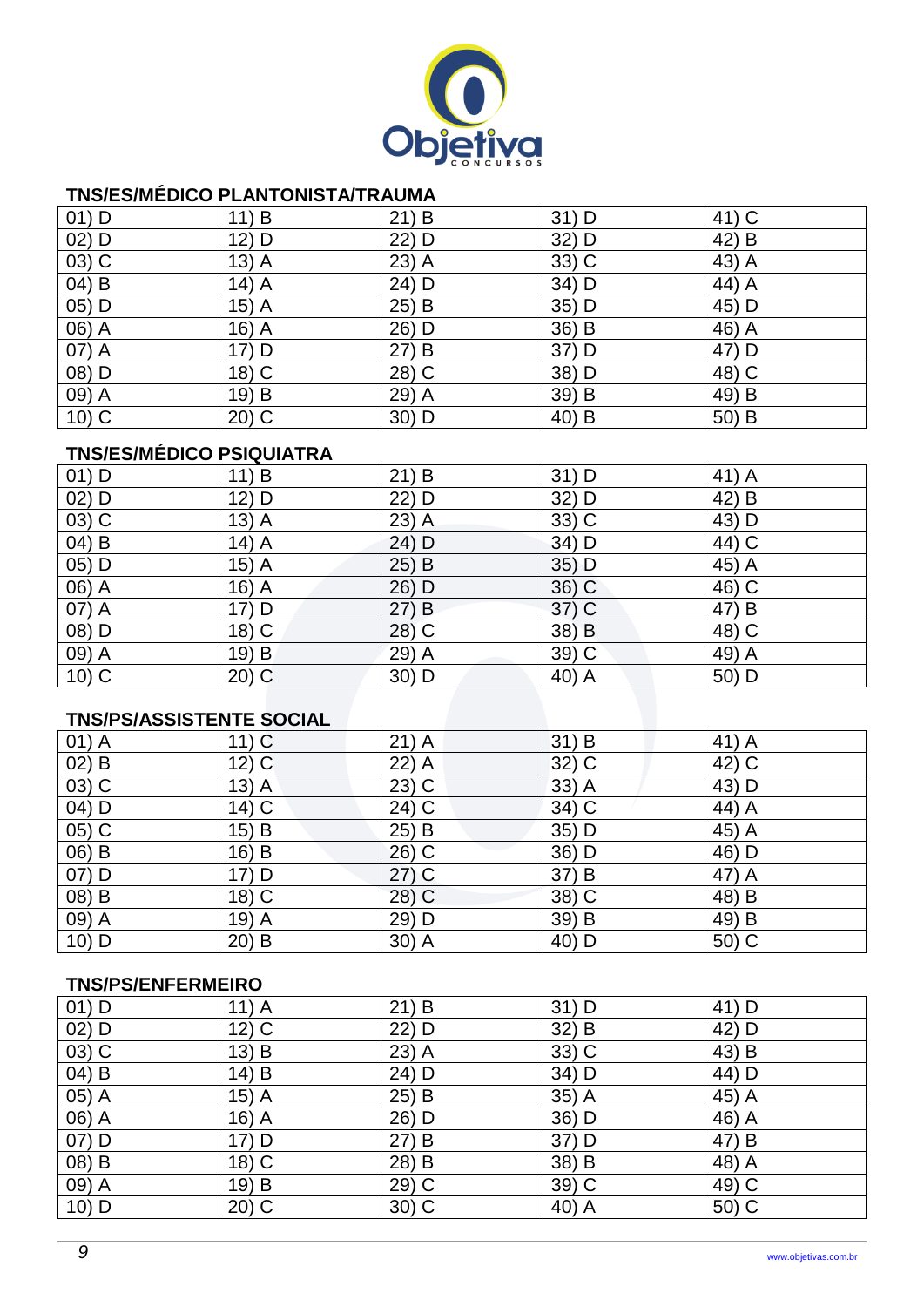### TNS/ES/MÉDICO PLANTONISTA/TRAUMA

| | | | | |
|---|---|---|---|---|
| 01) D | 11) B | 21) B | 31) D | 41) C |
| 02) D | 12) D | 22) D | 32) D | 42) B |
| 03) C | 13) A | 23) A | 33) C | 43) A |
| 04) B | 14) A | 24) D | 34) D | 44) A |
| 05) D | 15) A | 25) B | 35) D | 45) D |
| 06) A | 16) A | 26) D | 36) B | 46) A |
| 07) A | 17) D | 27) B | 37) D | 47) D |
| 08) D | 18) C | 28) C | 38) D | 48) C |
| 09) A | 19) B | 29) A | 39) B | 49) B |
| 10) C | 20) C | 30) D | 40) B | 50) B |

### TNS/ES/MÉDICO PSIQUIATRA

| | | | | |
|---|---|---|---|---|
| 01) D | 11) B | 21) B | 31) D | 41) A |
| 02) D | 12) D | 22) D | 32) D | 42) B |
| 03) C | 13) A | 23) A | 33) C | 43) D |
| 04) B | 14) A | 24) D | 34) D | 44) C |
| 05) D | 15) A | 25) B | 35) D | 45) A |
| 06) A | 16) A | 26) D | 36) C | 46) C |
| 07) A | 17) D | 27) B | 37) C | 47) B |
| 08) D | 18) C | 28) C | 38) B | 48) C |
| 09) A | 19) B | 29) A | 39) C | 49) A |
| 10) C | 20) C | 30) D | 40) A | 50) D |

### TNS/PS/ASSISTENTE SOCIAL

| | | | | |
|---|---|---|---|---|
| 01) A | 11) C | 21) A | 31) B | 41) A |
| 02) B | 12) C | 22) A | 32) C | 42) C |
| 03) C | 13) A | 23) C | 33) A | 43) D |
| 04) D | 14) C | 24) C | 34) C | 44) A |
| 05) C | 15) B | 25) B | 35) D | 45) A |
| 06) B | 16) B | 26) C | 36) D | 46) D |
| 07) D | 17) D | 27) C | 37) B | 47) A |
| 08) B | 18) C | 28) C | 38) C | 48) B |
| 09) A | 19) A | 29) D | 39) B | 49) B |
| 10) D | 20) B | 30) A | 40) D | 50) C |

### TNS/PS/ENFERMEIRO

| | | | | |
|---|---|---|---|---|
| 01) D | 11) A | 21) B | 31) D | 41) D |
| 02) D | 12) C | 22) D | 32) B | 42) D |
| 03) C | 13) B | 23) A | 33) C | 43) B |
| 04) B | 14) B | 24) D | 34) D | 44) D |
| 05) A | 15) A | 25) B | 35) A | 45) A |
| 06) A | 16) A | 26) D | 36) D | 46) A |
| 07) D | 17) D | 27) B | 37) D | 47) B |
| 08) B | 18) C | 28) B | 38) B | 48) A |
| 09) A | 19) B | 29) C | 39) C | 49) C |
| 10) D | 20) C | 30) C | 40) A | 50) C |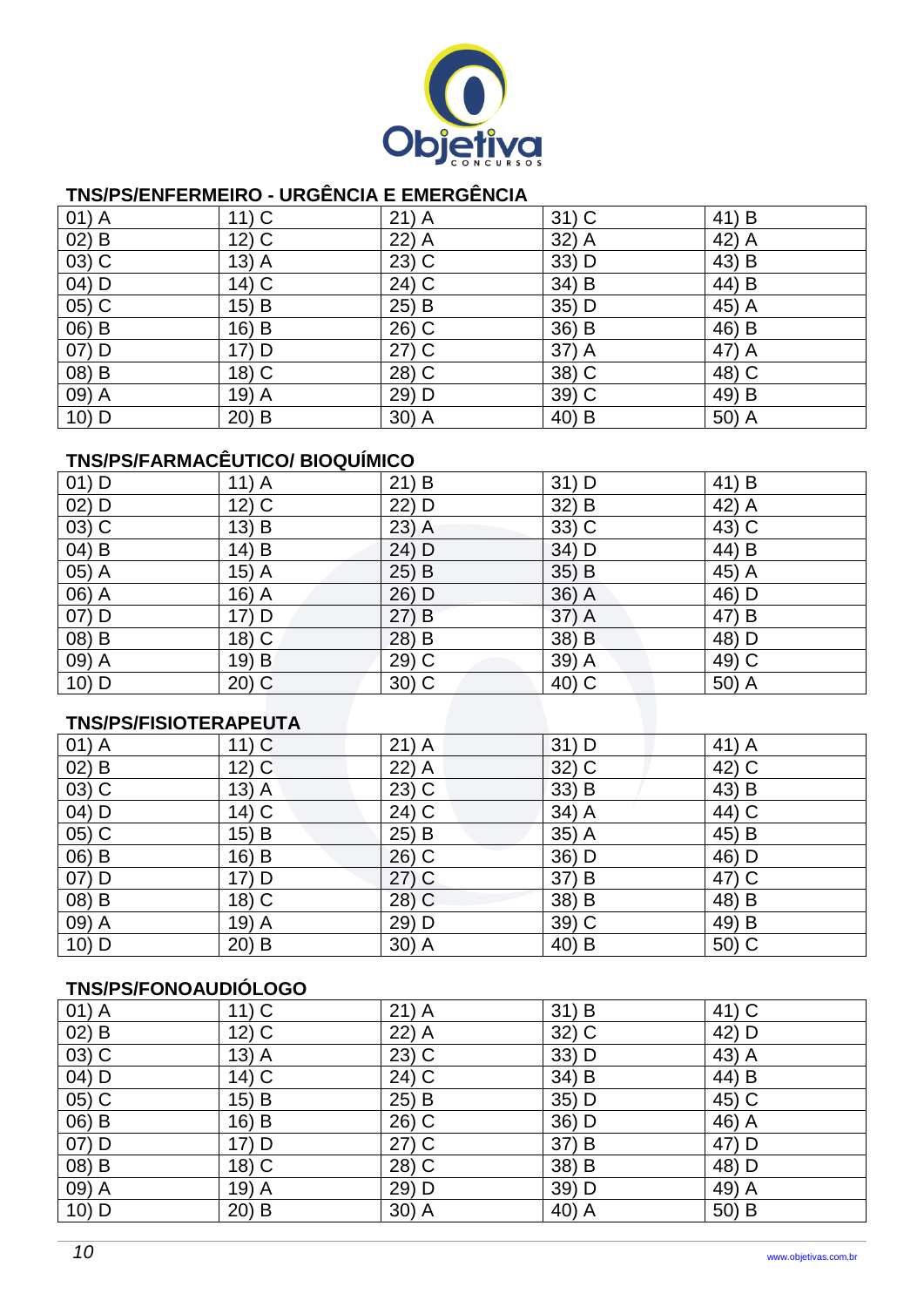## TNS/PS/ENFERMEIRO - URGÊNCIA E EMERGÊNCIA

| | | | | |
|---|---|---|---|---|
| 01) A | 11) C | 21) A | 31) C | 41) B |
| 02) B | 12) C | 22) A | 32) A | 42) A |
| 03) C | 13) A | 23) C | 33) D | 43) B |
| 04) D | 14) C | 24) C | 34) B | 44) B |
| 05) C | 15) B | 25) B | 35) D | 45) A |
| 06) B | 16) B | 26) C | 36) B | 46) B |
| 07) D | 17) D | 27) C | 37) A | 47) A |
| 08) B | 18) C | 28) C | 38) C | 48) C |
| 09) A | 19) A | 29) D | 39) C | 49) B |
| 10) D | 20) B | 30) A | 40) B | 50) A |

## TNS/PS/FARMACÊUTICO/ BIOQUÍMICO

| | | | | |
|---|---|---|---|---|
| 01) D | 11) A | 21) B | 31) D | 41) B |
| 02) D | 12) C | 22) D | 32) B | 42) A |
| 03) C | 13) B | 23) A | 33) C | 43) C |
| 04) B | 14) B | 24) D | 34) D | 44) B |
| 05) A | 15) A | 25) B | 35) B | 45) A |
| 06) A | 16) A | 26) D | 36) A | 46) D |
| 07) D | 17) D | 27) B | 37) A | 47) B |
| 08) B | 18) C | 28) B | 38) B | 48) D |
| 09) A | 19) B | 29) C | 39) A | 49) C |
| 10) D | 20) C | 30) C | 40) C | 50) A |

## TNS/PS/FISIOTERAPEUTA

| | | | | |
|---|---|---|---|---|
| 01) A | 11) C | 21) A | 31) D | 41) A |
| 02) B | 12) C | 22) A | 32) C | 42) C |
| 03) C | 13) A | 23) C | 33) B | 43) B |
| 04) D | 14) C | 24) C | 34) A | 44) C |
| 05) C | 15) B | 25) B | 35) A | 45) B |
| 06) B | 16) B | 26) C | 36) D | 46) D |
| 07) D | 17) D | 27) C | 37) B | 47) C |
| 08) B | 18) C | 28) C | 38) B | 48) B |
| 09) A | 19) A | 29) D | 39) C | 49) B |
| 10) D | 20) B | 30) A | 40) B | 50) C |

## TNS/PS/FONOAUDIÓLOGO

| | | | | |
|---|---|---|---|---|
| 01) A | 11) C | 21) A | 31) B | 41) C |
| 02) B | 12) C | 22) A | 32) C | 42) D |
| 03) C | 13) A | 23) C | 33) D | 43) A |
| 04) D | 14) C | 24) C | 34) B | 44) B |
| 05) C | 15) B | 25) B | 35) D | 45) C |
| 06) B | 16) B | 26) C | 36) D | 46) A |
| 07) D | 17) D | 27) C | 37) B | 47) D |
| 08) B | 18) C | 28) C | 38) B | 48) D |
| 09) A | 19) A | 29) D | 39) D | 49) A |
| 10) D | 20) B | 30) A | 40) A | 50) B |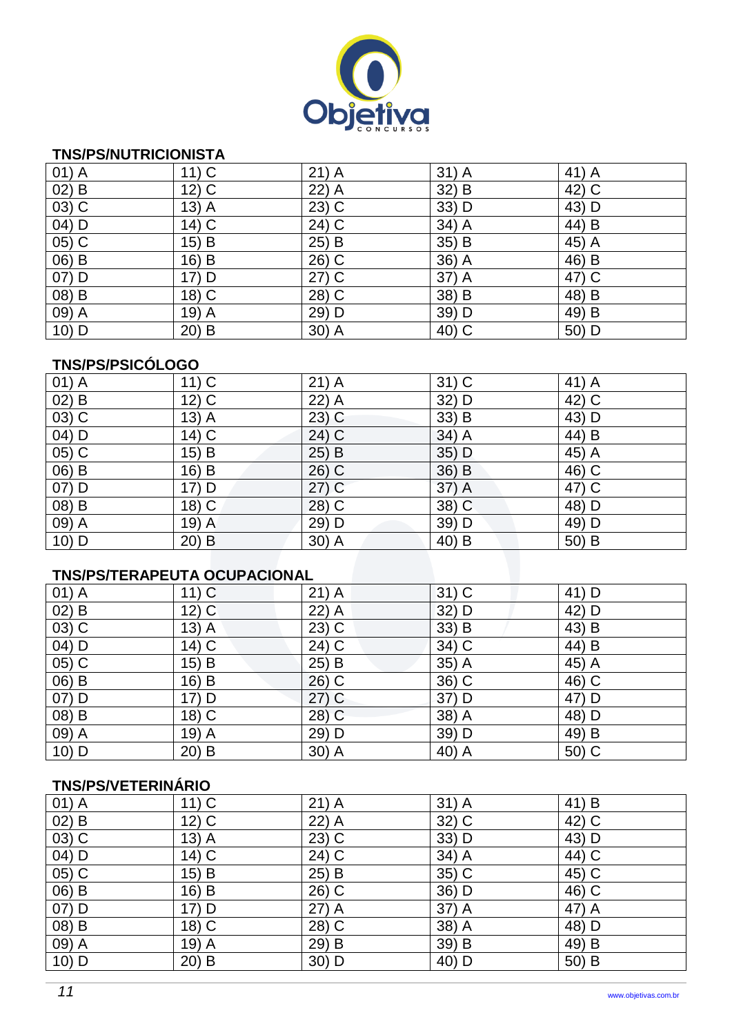### TNS/PS/NUTRICIONISTA

| | | | | |
|---|---|---|---|---|
| 01) A | 11) C | 21) A | 31) A | 41) A |
| 02) B | 12) C | 22) A | 32) B | 42) C |
| 03) C | 13) A | 23) C | 33) D | 43) D |
| 04) D | 14) C | 24) C | 34) A | 44) B |
| 05) C | 15) B | 25) B | 35) B | 45) A |
| 06) B | 16) B | 26) C | 36) A | 46) B |
| 07) D | 17) D | 27) C | 37) A | 47) C |
| 08) B | 18) C | 28) C | 38) B | 48) B |
| 09) A | 19) A | 29) D | 39) D | 49) B |
| 10) D | 20) B | 30) A | 40) C | 50) D |

### TNS/PS/PSICÓLOGO

| | | | | |
|---|---|---|---|---|
| 01) A | 11) C | 21) A | 31) C | 41) A |
| 02) B | 12) C | 22) A | 32) D | 42) C |
| 03) C | 13) A | 23) C | 33) B | 43) D |
| 04) D | 14) C | 24) C | 34) A | 44) B |
| 05) C | 15) B | 25) B | 35) D | 45) A |
| 06) B | 16) B | 26) C | 36) B | 46) C |
| 07) D | 17) D | 27) C | 37) A | 47) C |
| 08) B | 18) C | 28) C | 38) C | 48) D |
| 09) A | 19) A | 29) D | 39) D | 49) D |
| 10) D | 20) B | 30) A | 40) B | 50) B |

### TNS/PS/TERAPEUTA OCUPACIONAL

| | | | | |
|---|---|---|---|---|
| 01) A | 11) C | 21) A | 31) C | 41) D |
| 02) B | 12) C | 22) A | 32) D | 42) D |
| 03) C | 13) A | 23) C | 33) B | 43) B |
| 04) D | 14) C | 24) C | 34) C | 44) B |
| 05) C | 15) B | 25) B | 35) A | 45) A |
| 06) B | 16) B | 26) C | 36) C | 46) C |
| 07) D | 17) D | 27) C | 37) D | 47) D |
| 08) B | 18) C | 28) C | 38) A | 48) D |
| 09) A | 19) A | 29) D | 39) D | 49) B |
| 10) D | 20) B | 30) A | 40) A | 50) C |

### TNS/PS/VETERINÁRIO

| | | | | |
|---|---|---|---|---|
| 01) A | 11) C | 21) A | 31) A | 41) B |
| 02) B | 12) C | 22) A | 32) C | 42) C |
| 03) C | 13) A | 23) C | 33) D | 43) D |
| 04) D | 14) C | 24) C | 34) A | 44) C |
| 05) C | 15) B | 25) B | 35) C | 45) C |
| 06) B | 16) B | 26) C | 36) D | 46) C |
| 07) D | 17) D | 27) A | 37) A | 47) A |
| 08) B | 18) C | 28) C | 38) A | 48) D |
| 09) A | 19) A | 29) B | 39) B | 49) B |
| 10) D | 20) B | 30) D | 40) D | 50) B |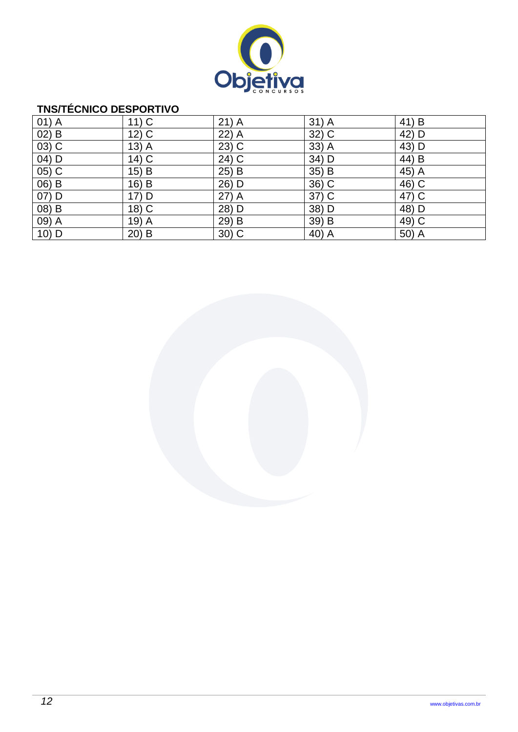**TNS/TÉCNICO DESPORTIVO**

| | | | | |
|---|---|---|---|---|
| 01) A | 11) C | 21) A | 31) A | 41) B |
| 02) B | 12) C | 22) A | 32) C | 42) D |
| 03) C | 13) A | 23) C | 33) A | 43) D |
| 04) D | 14) C | 24) C | 34) D | 44) B |
| 05) C | 15) B | 25) B | 35) B | 45) A |
| 06) B | 16) B | 26) D | 36) C | 46) C |
| 07) D | 17) D | 27) A | 37) C | 47) C |
| 08) B | 18) C | 28) D | 38) D | 48) D |
| 09) A | 19) A | 29) B | 39) B | 49) C |
| 10) D | 20) B | 30) C | 40) A | 50) A |